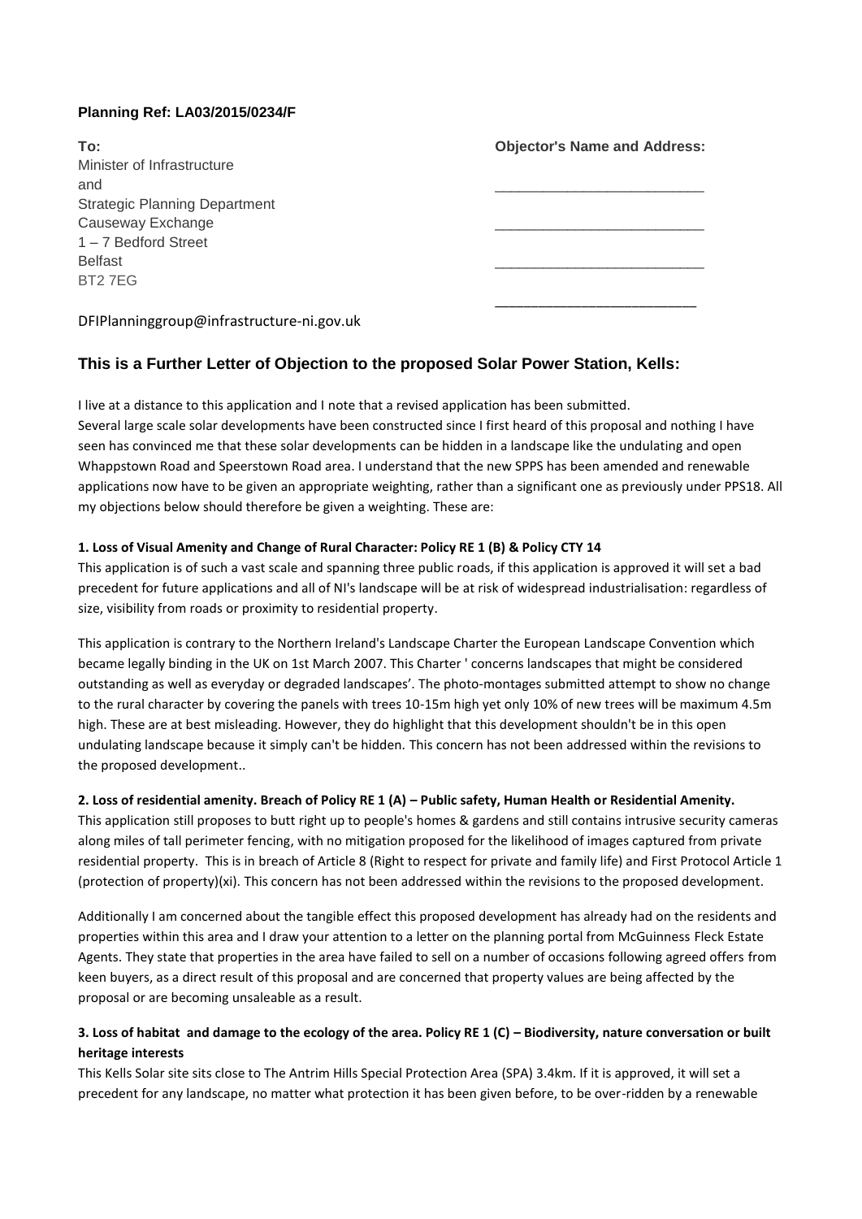**Planning Ref: LA03/2015/0234/F**

**To:**
Minister of Infrastructure
and
Strategic Planning Department
Causeway Exchange
1 – 7 Bedford Street
Belfast
BT2 7EG

**Objector's Name and Address:**

\_\_\_\_\_\_\_\_\_\_\_\_\_\_\_\_\_\_\_\_\_\_\_\_\_\_

\_\_\_\_\_\_\_\_\_\_\_\_\_\_\_\_\_\_\_\_\_\_\_\_\_\_

\_\_\_\_\_\_\_\_\_\_\_\_\_\_\_\_\_\_\_\_\_\_\_\_\_\_

\_\_\_\_\_\_\_\_\_\_\_\_\_\_\_\_\_\_\_\_\_\_\_\_\_\_

DFIPlanninggroup@infrastructure-ni.gov.uk

## This is a Further Letter of Objection to the proposed Solar Power Station, Kells:

I live at a distance to this application and I note that a revised application has been submitted.
Several large scale solar developments have been constructed since I first heard of this proposal and nothing I have seen has convinced me that these solar developments can be hidden in a landscape like the undulating and open Whappstown Road and Speerstown Road area. I understand that the new SPPS has been amended and renewable applications now have to be given an appropriate weighting, rather than a significant one as previously under PPS18. All my objections below should therefore be given a weighting. These are:

**1. Loss of Visual Amenity and Change of Rural Character: Policy RE 1 (B) & Policy CTY 14**

This application is of such a vast scale and spanning three public roads, if this application is approved it will set a bad precedent for future applications and all of NI's landscape will be at risk of widespread industrialisation: regardless of size, visibility from roads or proximity to residential property.

This application is contrary to the Northern Ireland's Landscape Charter the European Landscape Convention which became legally binding in the UK on 1st March 2007. This Charter ' concerns landscapes that might be considered outstanding as well as everyday or degraded landscapes'. The photo-montages submitted attempt to show no change to the rural character by covering the panels with trees 10-15m high yet only 10% of new trees will be maximum 4.5m high. These are at best misleading. However, they do highlight that this development shouldn't be in this open undulating landscape because it simply can't be hidden. This concern has not been addressed within the revisions to the proposed development..

**2. Loss of residential amenity. Breach of Policy RE 1 (A) – Public safety, Human Health or Residential Amenity.**

This application still proposes to butt right up to people's homes & gardens and still contains intrusive security cameras along miles of tall perimeter fencing, with no mitigation proposed for the likelihood of images captured from private residential property. This is in breach of Article 8 (Right to respect for private and family life) and First Protocol Article 1 (protection of property)(xi). This concern has not been addressed within the revisions to the proposed development.

Additionally I am concerned about the tangible effect this proposed development has already had on the residents and properties within this area and I draw your attention to a letter on the planning portal from McGuinness Fleck Estate Agents. They state that properties in the area have failed to sell on a number of occasions following agreed offers from keen buyers, as a direct result of this proposal and are concerned that property values are being affected by the proposal or are becoming unsaleable as a result.

**3. Loss of habitat and damage to the ecology of the area. Policy RE 1 (C) – Biodiversity, nature conversation or built heritage interests**

This Kells Solar site sits close to The Antrim Hills Special Protection Area (SPA) 3.4km. If it is approved, it will set a precedent for any landscape, no matter what protection it has been given before, to be over-ridden by a renewable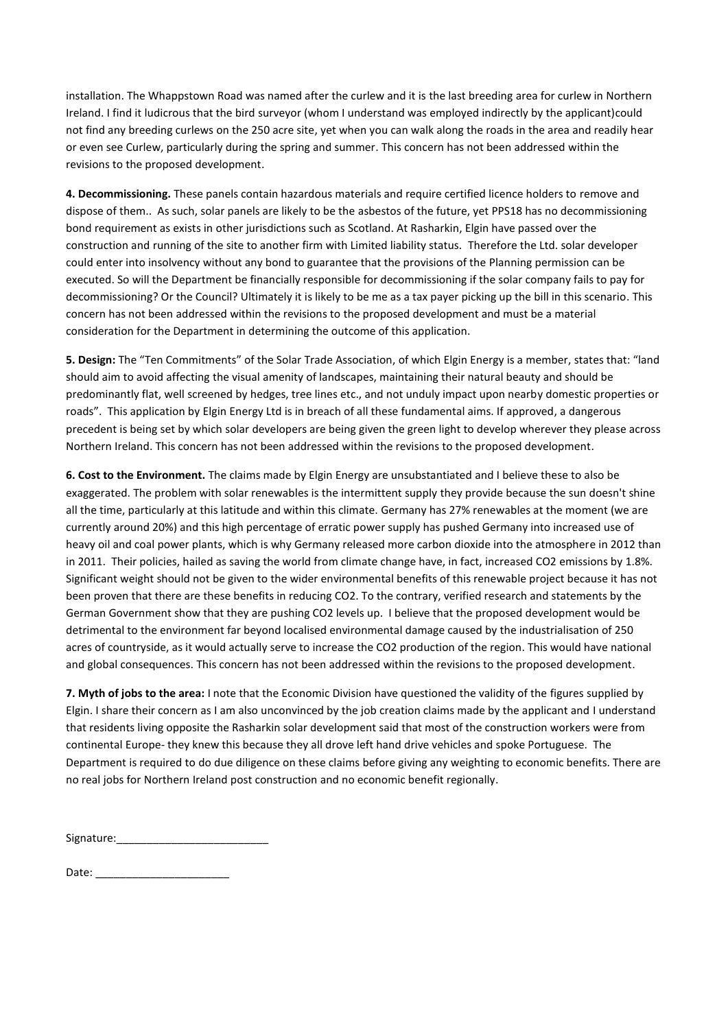installation. The Whappstown Road was named after the curlew and it is the last breeding area for curlew in Northern Ireland. I find it ludicrous that the bird surveyor (whom I understand was employed indirectly by the applicant)could not find any breeding curlews on the 250 acre site, yet when you can walk along the roads in the area and readily hear or even see Curlew, particularly during the spring and summer. This concern has not been addressed within the revisions to the proposed development.

**4. Decommissioning.** These panels contain hazardous materials and require certified licence holders to remove and dispose of them.. As such, solar panels are likely to be the asbestos of the future, yet PPS18 has no decommissioning bond requirement as exists in other jurisdictions such as Scotland. At Rasharkin, Elgin have passed over the construction and running of the site to another firm with Limited liability status. Therefore the Ltd. solar developer could enter into insolvency without any bond to guarantee that the provisions of the Planning permission can be executed. So will the Department be financially responsible for decommissioning if the solar company fails to pay for decommissioning? Or the Council? Ultimately it is likely to be me as a tax payer picking up the bill in this scenario. This concern has not been addressed within the revisions to the proposed development and must be a material consideration for the Department in determining the outcome of this application.

**5. Design:** The "Ten Commitments" of the Solar Trade Association, of which Elgin Energy is a member, states that: "land should aim to avoid affecting the visual amenity of landscapes, maintaining their natural beauty and should be predominantly flat, well screened by hedges, tree lines etc., and not unduly impact upon nearby domestic properties or roads". This application by Elgin Energy Ltd is in breach of all these fundamental aims. If approved, a dangerous precedent is being set by which solar developers are being given the green light to develop wherever they please across Northern Ireland. This concern has not been addressed within the revisions to the proposed development.

**6. Cost to the Environment.** The claims made by Elgin Energy are unsubstantiated and I believe these to also be exaggerated. The problem with solar renewables is the intermittent supply they provide because the sun doesn't shine all the time, particularly at this latitude and within this climate. Germany has 27% renewables at the moment (we are currently around 20%) and this high percentage of erratic power supply has pushed Germany into increased use of heavy oil and coal power plants, which is why Germany released more carbon dioxide into the atmosphere in 2012 than in 2011. Their policies, hailed as saving the world from climate change have, in fact, increased $CO_2$ emissions by 1.8%. Significant weight should not be given to the wider environmental benefits of this renewable project because it has not been proven that there are these benefits in reducing $CO_2$. To the contrary, verified research and statements by the German Government show that they are pushing $CO_2$ levels up. I believe that the proposed development would be detrimental to the environment far beyond localised environmental damage caused by the industrialisation of 250 acres of countryside, as it would actually serve to increase the $CO_2$ production of the region. This would have national and global consequences. This concern has not been addressed within the revisions to the proposed development.

**7. Myth of jobs to the area:** I note that the Economic Division have questioned the validity of the figures supplied by Elgin. I share their concern as I am also unconvinced by the job creation claims made by the applicant and I understand that residents living opposite the Rasharkin solar development said that most of the construction workers were from continental Europe- they knew this because they all drove left hand drive vehicles and spoke Portuguese. The Department is required to do due diligence on these claims before giving any weighting to economic benefits. There are no real jobs for Northern Ireland post construction and no economic benefit regionally.

Signature:_________________________

Date: ______________________